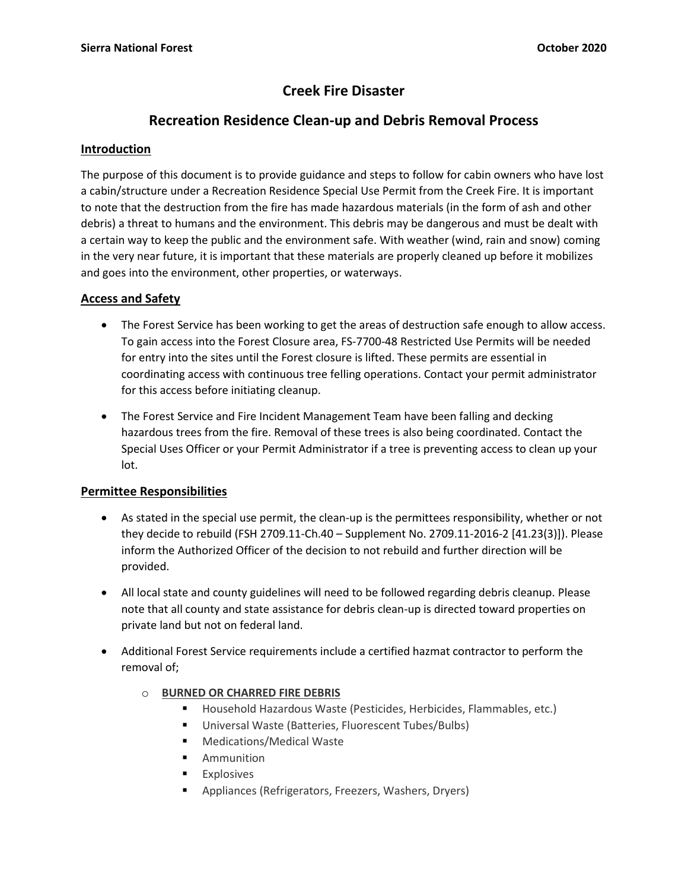# Creek Fire Disaster

## Recreation Residence Clean-up and Debris Removal Process

### Introduction

The purpose of this document is to provide guidance and steps to follow for cabin owners who have lost a cabin/structure under a Recreation Residence Special Use Permit from the Creek Fire. It is important to note that the destruction from the fire has made hazardous materials (in the form of ash and other debris) a threat to humans and the environment. This debris may be dangerous and must be dealt with a certain way to keep the public and the environment safe. With weather (wind, rain and snow) coming in the very near future, it is important that these materials are properly cleaned up before it mobilizes and goes into the environment, other properties, or waterways.

### Access and Safety

- The Forest Service has been working to get the areas of destruction safe enough to allow access. To gain access into the Forest Closure area, FS-7700-48 Restricted Use Permits will be needed for entry into the sites until the Forest closure is lifted. These permits are essential in coordinating access with continuous tree felling operations. Contact your permit administrator for this access before initiating cleanup.
- The Forest Service and Fire Incident Management Team have been falling and decking hazardous trees from the fire. Removal of these trees is also being coordinated. Contact the Special Uses Officer or your Permit Administrator if a tree is preventing access to clean up your lot.

### Permittee Responsibilities

- As stated in the special use permit, the clean-up is the permittees responsibility, whether or not they decide to rebuild (FSH 2709.11-Ch.40 – Supplement No. 2709.11-2016-2 [41.23(3)]). Please inform the Authorized Officer of the decision to not rebuild and further direction will be provided.
- All local state and county guidelines will need to be followed regarding debris cleanup. Please note that all county and state assistance for debris clean-up is directed toward properties on private land but not on federal land.
- Additional Forest Service requirements include a certified hazmat contractor to perform the removal of;
  - **BURNED OR CHARRED FIRE DEBRIS**
    - Household Hazardous Waste (Pesticides, Herbicides, Flammables, etc.)
    - Universal Waste (Batteries, Fluorescent Tubes/Bulbs)
    - Medications/Medical Waste
    - Ammunition
    - Explosives
    - Appliances (Refrigerators, Freezers, Washers, Dryers)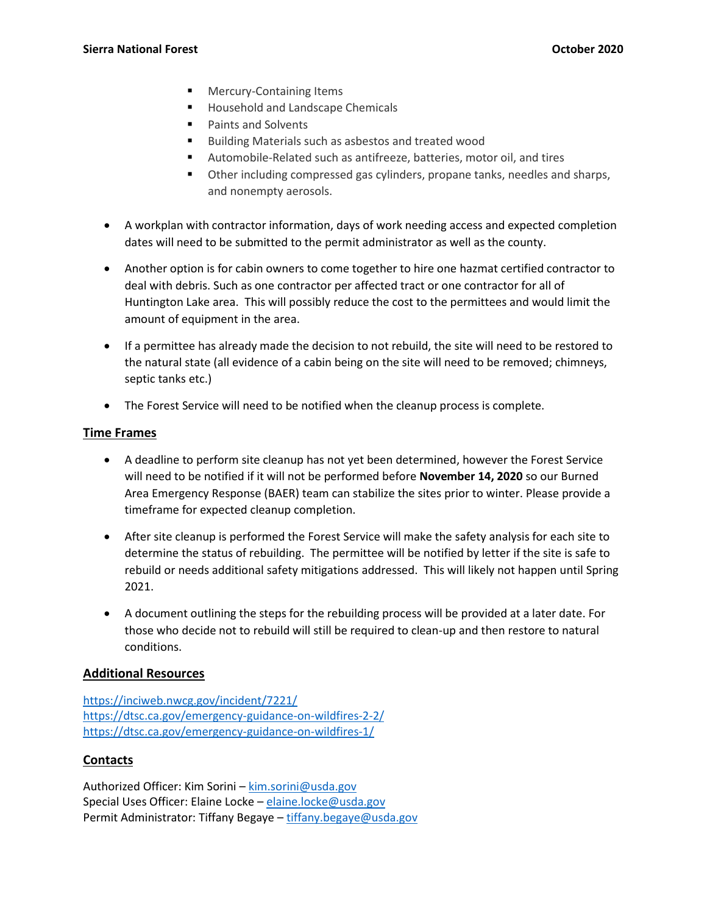- Mercury-Containing Items
    - Household and Landscape Chemicals
    - Paints and Solvents
    - Building Materials such as asbestos and treated wood
    - Automobile-Related such as antifreeze, batteries, motor oil, and tires
    - Other including compressed gas cylinders, propane tanks, needles and sharps, and nonempty aerosols.

- A workplan with contractor information, days of work needing access and expected completion dates will need to be submitted to the permit administrator as well as the county.

- Another option is for cabin owners to come together to hire one hazmat certified contractor to deal with debris. Such as one contractor per affected tract or one contractor for all of Huntington Lake area. This will possibly reduce the cost to the permittees and would limit the amount of equipment in the area.

- If a permittee has already made the decision to not rebuild, the site will need to be restored to the natural state (all evidence of a cabin being on the site will need to be removed; chimneys, septic tanks etc.)

- The Forest Service will need to be notified when the cleanup process is complete.

## Time Frames

- A deadline to perform site cleanup has not yet been determined, however the Forest Service will need to be notified if it will not be performed before **November 14, 2020** so our Burned Area Emergency Response (BAER) team can stabilize the sites prior to winter. Please provide a timeframe for expected cleanup completion.

- After site cleanup is performed the Forest Service will make the safety analysis for each site to determine the status of rebuilding. The permittee will be notified by letter if the site is safe to rebuild or needs additional safety mitigations addressed. This will likely not happen until Spring 2021.

- A document outlining the steps for the rebuilding process will be provided at a later date. For those who decide not to rebuild will still be required to clean-up and then restore to natural conditions.

## Additional Resources

https://inciweb.nwcg.gov/incident/7221/
https://dtsc.ca.gov/emergency-guidance-on-wildfires-2-2/
https://dtsc.ca.gov/emergency-guidance-on-wildfires-1/

## Contacts

Authorized Officer: Kim Sorini – kim.sorini@usda.gov
Special Uses Officer: Elaine Locke – elaine.locke@usda.gov
Permit Administrator: Tiffany Begaye – tiffany.begaye@usda.gov